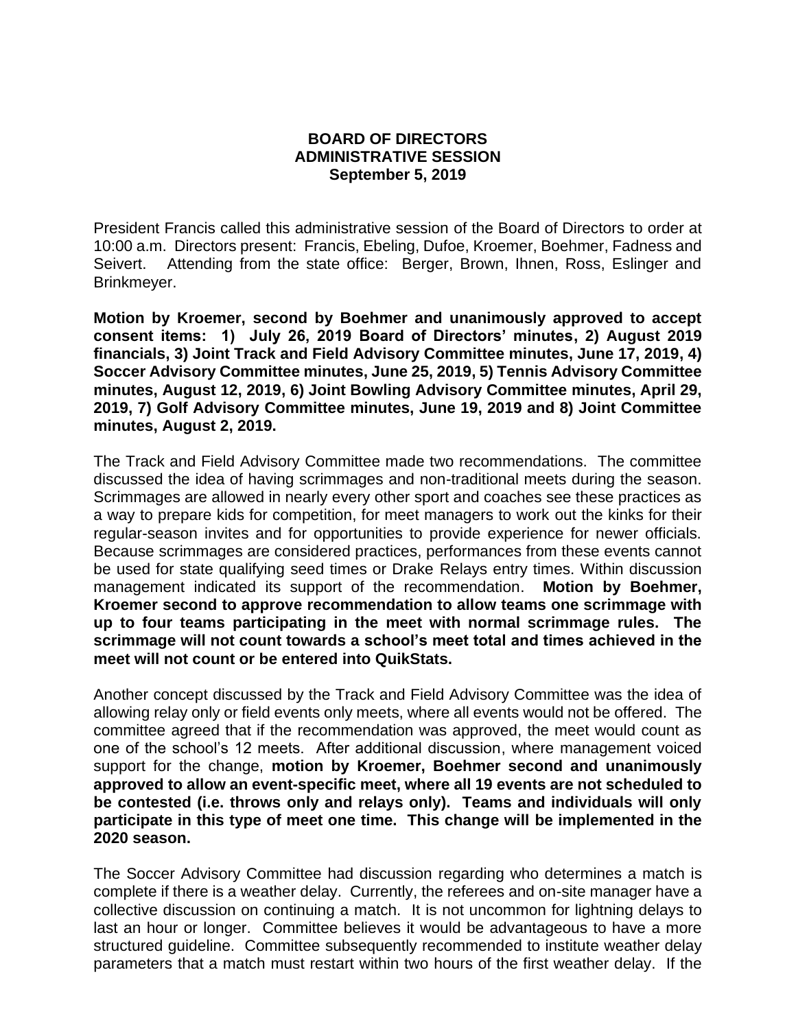**BOARD OF DIRECTORS**
**ADMINISTRATIVE SESSION**
**September 5, 2019**

President Francis called this administrative session of the Board of Directors to order at 10:00 a.m. Directors present: Francis, Ebeling, Dufoe, Kroemer, Boehmer, Fadness and Seivert. Attending from the state office: Berger, Brown, Ihnen, Ross, Eslinger and Brinkmeyer.

**Motion by Kroemer, second by Boehmer and unanimously approved to accept consent items: 1) July 26, 2019 Board of Directors' minutes, 2) August 2019 financials, 3) Joint Track and Field Advisory Committee minutes, June 17, 2019, 4) Soccer Advisory Committee minutes, June 25, 2019, 5) Tennis Advisory Committee minutes, August 12, 2019, 6) Joint Bowling Advisory Committee minutes, April 29, 2019, 7) Golf Advisory Committee minutes, June 19, 2019 and 8) Joint Committee minutes, August 2, 2019.**

The Track and Field Advisory Committee made two recommendations. The committee discussed the idea of having scrimmages and non-traditional meets during the season. Scrimmages are allowed in nearly every other sport and coaches see these practices as a way to prepare kids for competition, for meet managers to work out the kinks for their regular-season invites and for opportunities to provide experience for newer officials. Because scrimmages are considered practices, performances from these events cannot be used for state qualifying seed times or Drake Relays entry times. Within discussion management indicated its support of the recommendation. **Motion by Boehmer, Kroemer second to approve recommendation to allow teams one scrimmage with up to four teams participating in the meet with normal scrimmage rules. The scrimmage will not count towards a school's meet total and times achieved in the meet will not count or be entered into QuikStats.**

Another concept discussed by the Track and Field Advisory Committee was the idea of allowing relay only or field events only meets, where all events would not be offered. The committee agreed that if the recommendation was approved, the meet would count as one of the school's 12 meets. After additional discussion, where management voiced support for the change, **motion by Kroemer, Boehmer second and unanimously approved to allow an event-specific meet, where all 19 events are not scheduled to be contested (i.e. throws only and relays only). Teams and individuals will only participate in this type of meet one time. This change will be implemented in the 2020 season.**

The Soccer Advisory Committee had discussion regarding who determines a match is complete if there is a weather delay. Currently, the referees and on-site manager have a collective discussion on continuing a match. It is not uncommon for lightning delays to last an hour or longer. Committee believes it would be advantageous to have a more structured guideline. Committee subsequently recommended to institute weather delay parameters that a match must restart within two hours of the first weather delay. If the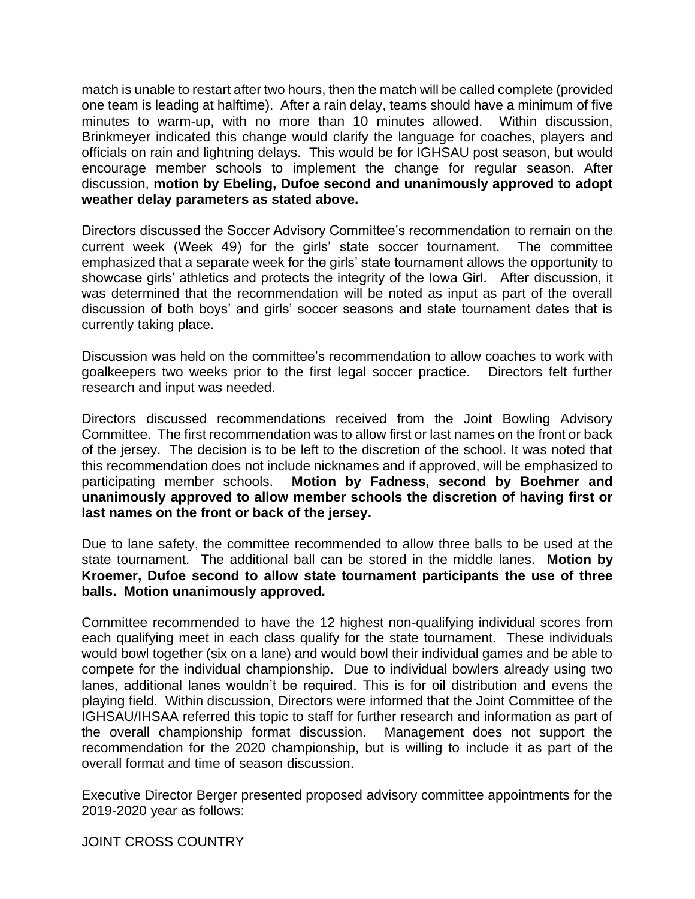match is unable to restart after two hours, then the match will be called complete (provided one team is leading at halftime). After a rain delay, teams should have a minimum of five minutes to warm-up, with no more than 10 minutes allowed. Within discussion, Brinkmeyer indicated this change would clarify the language for coaches, players and officials on rain and lightning delays. This would be for IGHSAU post season, but would encourage member schools to implement the change for regular season. After discussion, **motion by Ebeling, Dufoe second and unanimously approved to adopt weather delay parameters as stated above.**

Directors discussed the Soccer Advisory Committee's recommendation to remain on the current week (Week 49) for the girls' state soccer tournament. The committee emphasized that a separate week for the girls' state tournament allows the opportunity to showcase girls' athletics and protects the integrity of the Iowa Girl. After discussion, it was determined that the recommendation will be noted as input as part of the overall discussion of both boys' and girls' soccer seasons and state tournament dates that is currently taking place.

Discussion was held on the committee's recommendation to allow coaches to work with goalkeepers two weeks prior to the first legal soccer practice. Directors felt further research and input was needed.

Directors discussed recommendations received from the Joint Bowling Advisory Committee. The first recommendation was to allow first or last names on the front or back of the jersey. The decision is to be left to the discretion of the school. It was noted that this recommendation does not include nicknames and if approved, will be emphasized to participating member schools. **Motion by Fadness, second by Boehmer and unanimously approved to allow member schools the discretion of having first or last names on the front or back of the jersey.**

Due to lane safety, the committee recommended to allow three balls to be used at the state tournament. The additional ball can be stored in the middle lanes. **Motion by Kroemer, Dufoe second to allow state tournament participants the use of three balls. Motion unanimously approved.**

Committee recommended to have the 12 highest non-qualifying individual scores from each qualifying meet in each class qualify for the state tournament. These individuals would bowl together (six on a lane) and would bowl their individual games and be able to compete for the individual championship. Due to individual bowlers already using two lanes, additional lanes wouldn't be required. This is for oil distribution and evens the playing field. Within discussion, Directors were informed that the Joint Committee of the IGHSAU/IHSAA referred this topic to staff for further research and information as part of the overall championship format discussion. Management does not support the recommendation for the 2020 championship, but is willing to include it as part of the overall format and time of season discussion.

Executive Director Berger presented proposed advisory committee appointments for the 2019-2020 year as follows:

JOINT CROSS COUNTRY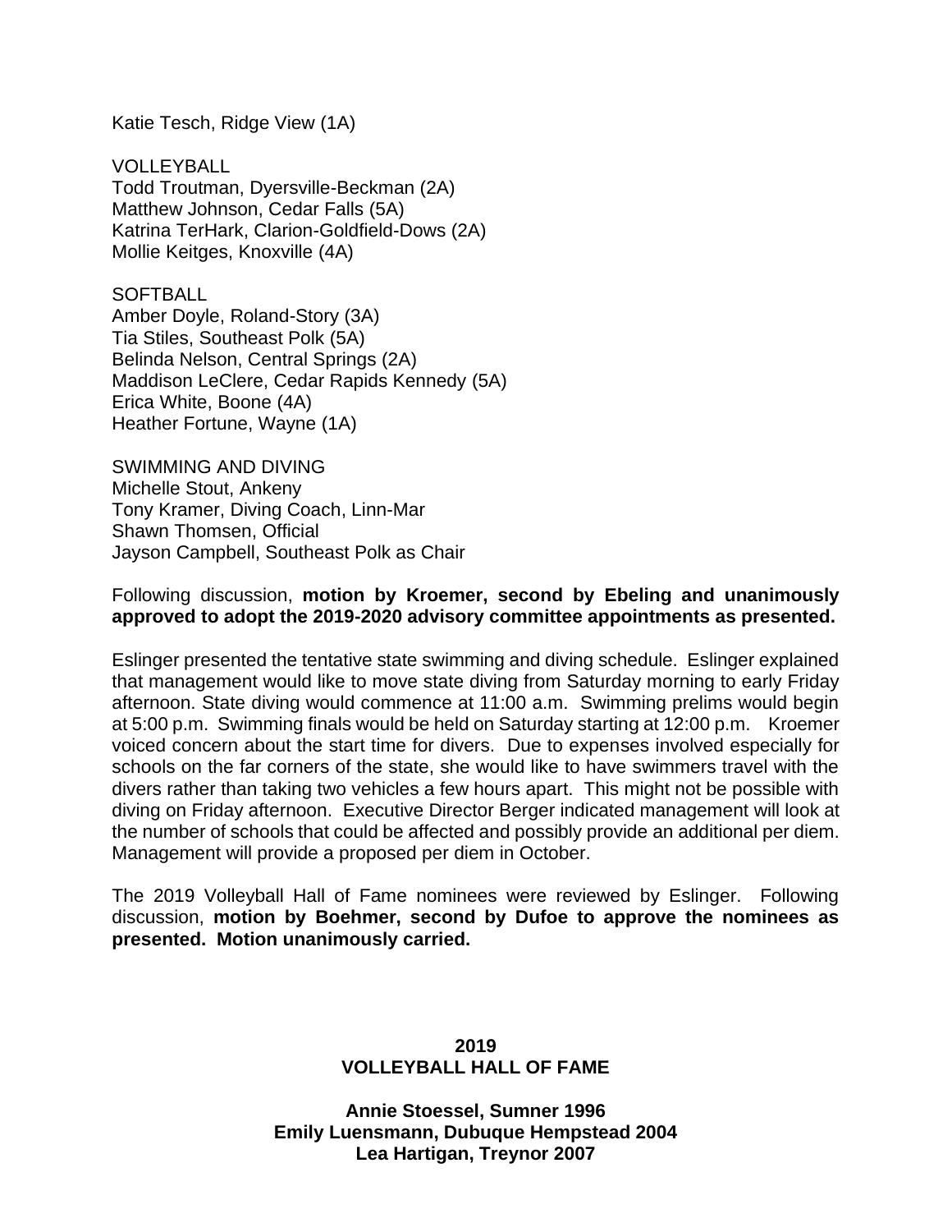Katie Tesch, Ridge View (1A)

VOLLEYBALL
Todd Troutman, Dyersville-Beckman (2A)
Matthew Johnson, Cedar Falls (5A)
Katrina TerHark, Clarion-Goldfield-Dows (2A)
Mollie Keitges, Knoxville (4A)

SOFTBALL
Amber Doyle, Roland-Story (3A)
Tia Stiles, Southeast Polk (5A)
Belinda Nelson, Central Springs (2A)
Maddison LeClere, Cedar Rapids Kennedy (5A)
Erica White, Boone (4A)
Heather Fortune, Wayne (1A)

SWIMMING AND DIVING
Michelle Stout, Ankeny
Tony Kramer, Diving Coach, Linn-Mar
Shawn Thomsen, Official
Jayson Campbell, Southeast Polk as Chair

Following discussion, **motion by Kroemer, second by Ebeling and unanimously approved to adopt the 2019-2020 advisory committee appointments as presented.**

Eslinger presented the tentative state swimming and diving schedule. Eslinger explained that management would like to move state diving from Saturday morning to early Friday afternoon. State diving would commence at 11:00 a.m. Swimming prelims would begin at 5:00 p.m. Swimming finals would be held on Saturday starting at 12:00 p.m. Kroemer voiced concern about the start time for divers. Due to expenses involved especially for schools on the far corners of the state, she would like to have swimmers travel with the divers rather than taking two vehicles a few hours apart. This might not be possible with diving on Friday afternoon. Executive Director Berger indicated management will look at the number of schools that could be affected and possibly provide an additional per diem. Management will provide a proposed per diem in October.

The 2019 Volleyball Hall of Fame nominees were reviewed by Eslinger. Following discussion, **motion by Boehmer, second by Dufoe to approve the nominees as presented. Motion unanimously carried.**

**2019**
**VOLLEYBALL HALL OF FAME**

**Annie Stoessel, Sumner 1996**
**Emily Luensmann, Dubuque Hempstead 2004**
**Lea Hartigan, Treynor 2007**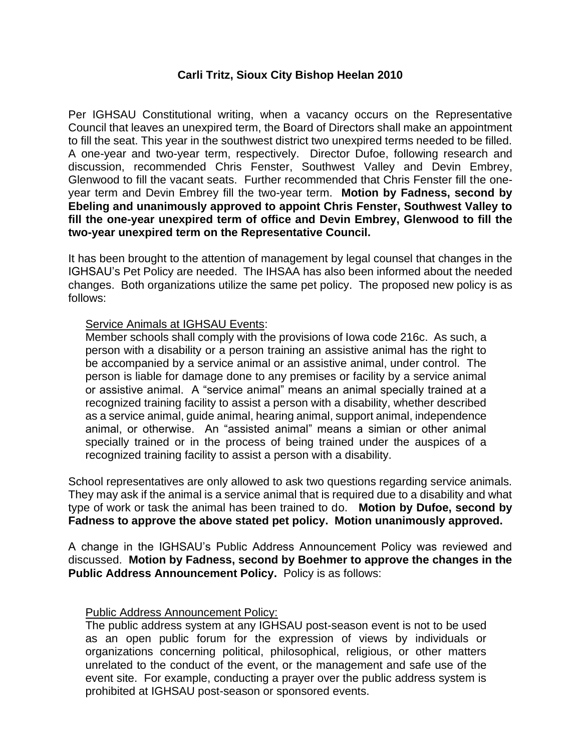**Carli Tritz, Sioux City Bishop Heelan 2010**

Per IGHSAU Constitutional writing, when a vacancy occurs on the Representative Council that leaves an unexpired term, the Board of Directors shall make an appointment to fill the seat. This year in the southwest district two unexpired terms needed to be filled. A one-year and two-year term, respectively. Director Dufoe, following research and discussion, recommended Chris Fenster, Southwest Valley and Devin Embrey, Glenwood to fill the vacant seats. Further recommended that Chris Fenster fill the one-year term and Devin Embrey fill the two-year term. **Motion by Fadness, second by Ebeling and unanimously approved to appoint Chris Fenster, Southwest Valley to fill the one-year unexpired term of office and Devin Embrey, Glenwood to fill the two-year unexpired term on the Representative Council.**

It has been brought to the attention of management by legal counsel that changes in the IGHSAU's Pet Policy are needed. The IHSAA has also been informed about the needed changes. Both organizations utilize the same pet policy. The proposed new policy is as follows:

> <u>Service Animals at IGHSAU Events</u>:
> Member schools shall comply with the provisions of Iowa code 216c. As such, a person with a disability or a person training an assistive animal has the right to be accompanied by a service animal or an assistive animal, under control. The person is liable for damage done to any premises or facility by a service animal or assistive animal. A "service animal" means an animal specially trained at a recognized training facility to assist a person with a disability, whether described as a service animal, guide animal, hearing animal, support animal, independence animal, or otherwise. An "assisted animal" means a simian or other animal specially trained or in the process of being trained under the auspices of a recognized training facility to assist a person with a disability.

School representatives are only allowed to ask two questions regarding service animals. They may ask if the animal is a service animal that is required due to a disability and what type of work or task the animal has been trained to do. **Motion by Dufoe, second by Fadness to approve the above stated pet policy. Motion unanimously approved.**

A change in the IGHSAU's Public Address Announcement Policy was reviewed and discussed. **Motion by Fadness, second by Boehmer to approve the changes in the Public Address Announcement Policy.** Policy is as follows:

> <u>Public Address Announcement Policy:</u>
> The public address system at any IGHSAU post-season event is not to be used as an open public forum for the expression of views by individuals or organizations concerning political, philosophical, religious, or other matters unrelated to the conduct of the event, or the management and safe use of the event site. For example, conducting a prayer over the public address system is prohibited at IGHSAU post-season or sponsored events.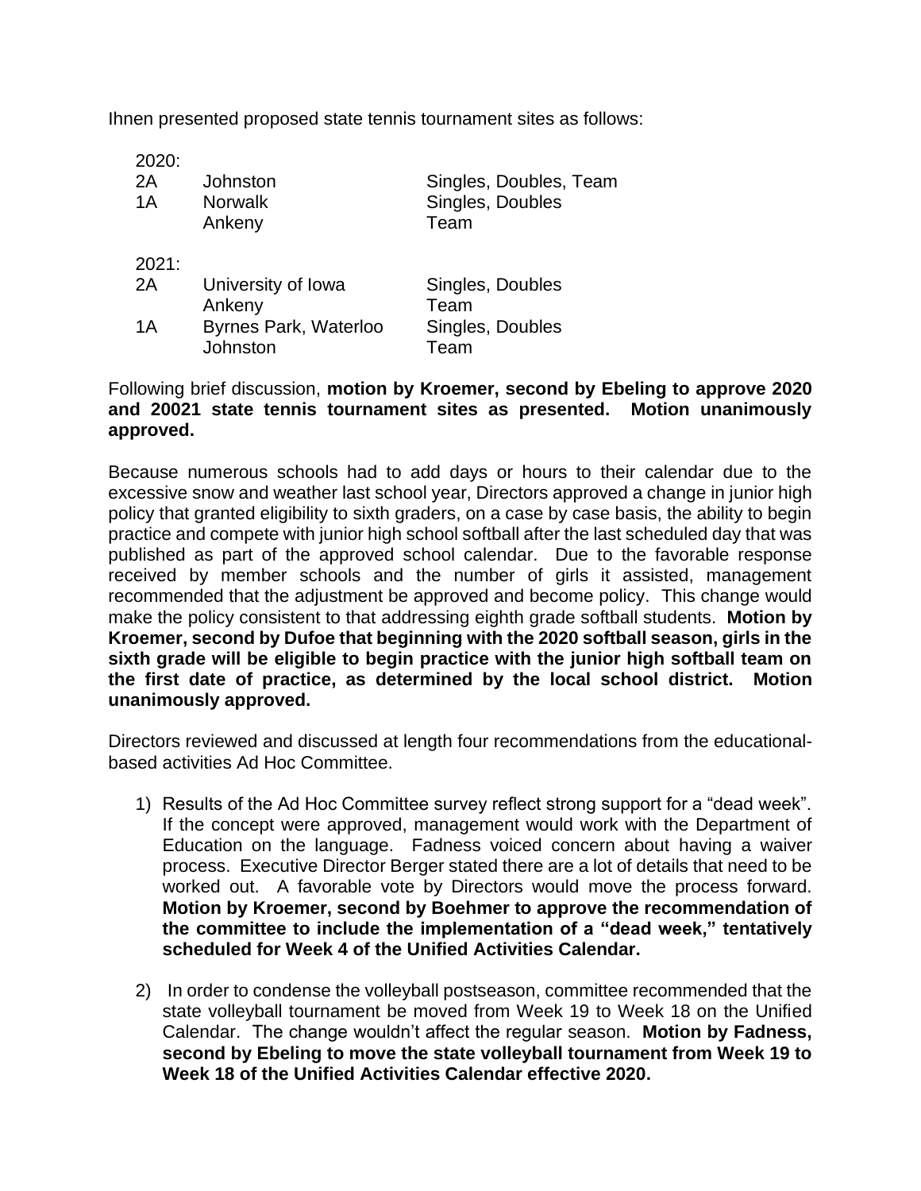Ihnen presented proposed state tennis tournament sites as follows:

| | | |
|---|---|---|
| 2020: | | |
| 2A | Johnston | Singles, Doubles, Team |
| 1A | Norwalk | Singles, Doubles |
| | Ankeny | Team |
| 2021: | | |
| 2A | University of Iowa | Singles, Doubles |
| | Ankeny | Team |
| 1A | Byrnes Park, Waterloo | Singles, Doubles |
| | Johnston | Team |

Following brief discussion, **motion by Kroemer, second by Ebeling to approve 2020 and 20021 state tennis tournament sites as presented. Motion unanimously approved.**

Because numerous schools had to add days or hours to their calendar due to the excessive snow and weather last school year, Directors approved a change in junior high policy that granted eligibility to sixth graders, on a case by case basis, the ability to begin practice and compete with junior high school softball after the last scheduled day that was published as part of the approved school calendar. Due to the favorable response received by member schools and the number of girls it assisted, management recommended that the adjustment be approved and become policy. This change would make the policy consistent to that addressing eighth grade softball students. **Motion by Kroemer, second by Dufoe that beginning with the 2020 softball season, girls in the sixth grade will be eligible to begin practice with the junior high softball team on the first date of practice, as determined by the local school district. Motion unanimously approved.**

Directors reviewed and discussed at length four recommendations from the educational-based activities Ad Hoc Committee.

1) Results of the Ad Hoc Committee survey reflect strong support for a "dead week". If the concept were approved, management would work with the Department of Education on the language. Fadness voiced concern about having a waiver process. Executive Director Berger stated there are a lot of details that need to be worked out. A favorable vote by Directors would move the process forward. **Motion by Kroemer, second by Boehmer to approve the recommendation of the committee to include the implementation of a "dead week," tentatively scheduled for Week 4 of the Unified Activities Calendar.**

2) In order to condense the volleyball postseason, committee recommended that the state volleyball tournament be moved from Week 19 to Week 18 on the Unified Calendar. The change wouldn't affect the regular season. **Motion by Fadness, second by Ebeling to move the state volleyball tournament from Week 19 to Week 18 of the Unified Activities Calendar effective 2020.**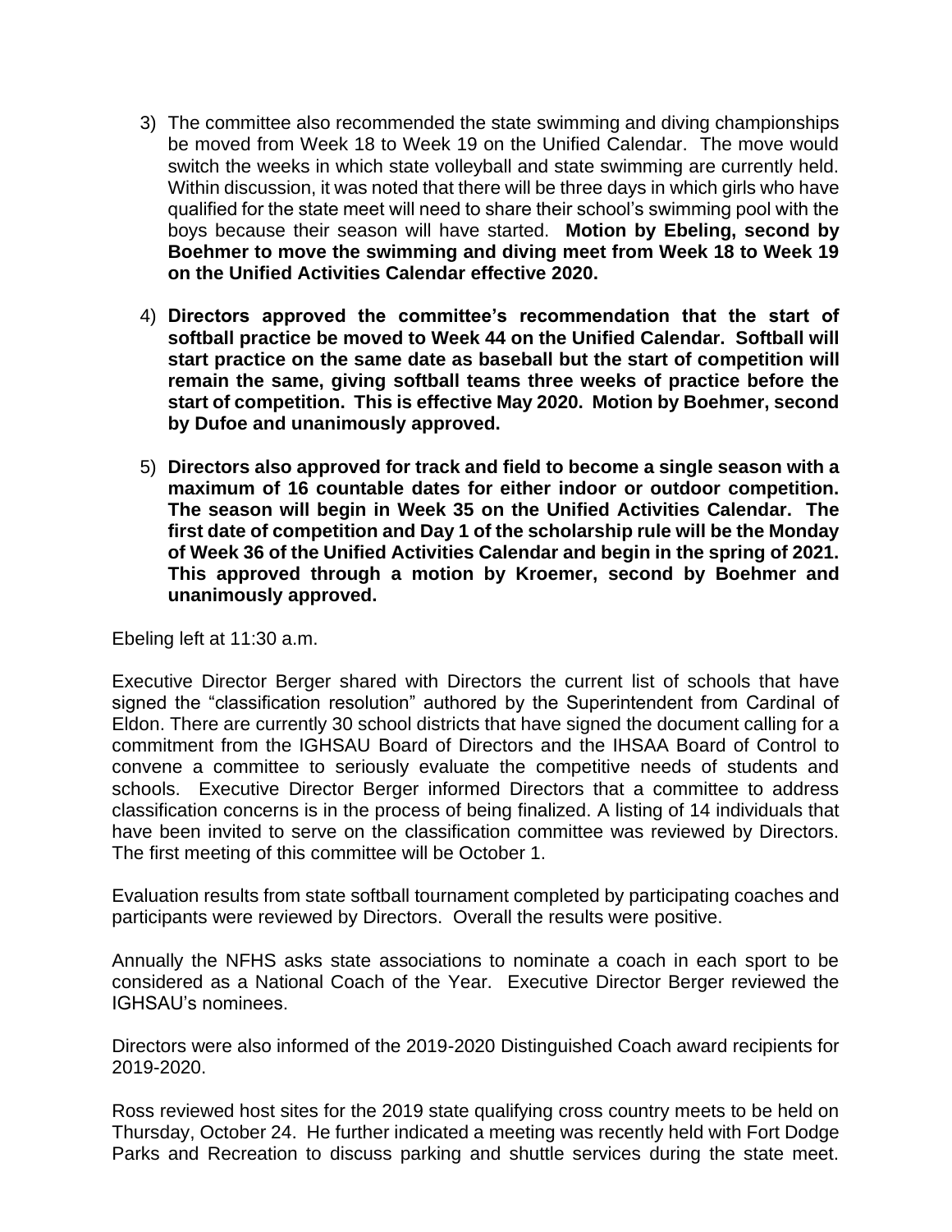3) The committee also recommended the state swimming and diving championships be moved from Week 18 to Week 19 on the Unified Calendar. The move would switch the weeks in which state volleyball and state swimming are currently held. Within discussion, it was noted that there will be three days in which girls who have qualified for the state meet will need to share their school's swimming pool with the boys because their season will have started. **Motion by Ebeling, second by Boehmer to move the swimming and diving meet from Week 18 to Week 19 on the Unified Activities Calendar effective 2020.**

4) **Directors approved the committee's recommendation that the start of softball practice be moved to Week 44 on the Unified Calendar. Softball will start practice on the same date as baseball but the start of competition will remain the same, giving softball teams three weeks of practice before the start of competition. This is effective May 2020. Motion by Boehmer, second by Dufoe and unanimously approved.**

5) **Directors also approved for track and field to become a single season with a maximum of 16 countable dates for either indoor or outdoor competition. The season will begin in Week 35 on the Unified Activities Calendar. The first date of competition and Day 1 of the scholarship rule will be the Monday of Week 36 of the Unified Activities Calendar and begin in the spring of 2021. This approved through a motion by Kroemer, second by Boehmer and unanimously approved.**

Ebeling left at 11:30 a.m.

Executive Director Berger shared with Directors the current list of schools that have signed the "classification resolution" authored by the Superintendent from Cardinal of Eldon. There are currently 30 school districts that have signed the document calling for a commitment from the IGHSAU Board of Directors and the IHSAA Board of Control to convene a committee to seriously evaluate the competitive needs of students and schools. Executive Director Berger informed Directors that a committee to address classification concerns is in the process of being finalized. A listing of 14 individuals that have been invited to serve on the classification committee was reviewed by Directors. The first meeting of this committee will be October 1.

Evaluation results from state softball tournament completed by participating coaches and participants were reviewed by Directors. Overall the results were positive.

Annually the NFHS asks state associations to nominate a coach in each sport to be considered as a National Coach of the Year. Executive Director Berger reviewed the IGHSAU's nominees.

Directors were also informed of the 2019-2020 Distinguished Coach award recipients for 2019-2020.

Ross reviewed host sites for the 2019 state qualifying cross country meets to be held on Thursday, October 24. He further indicated a meeting was recently held with Fort Dodge Parks and Recreation to discuss parking and shuttle services during the state meet.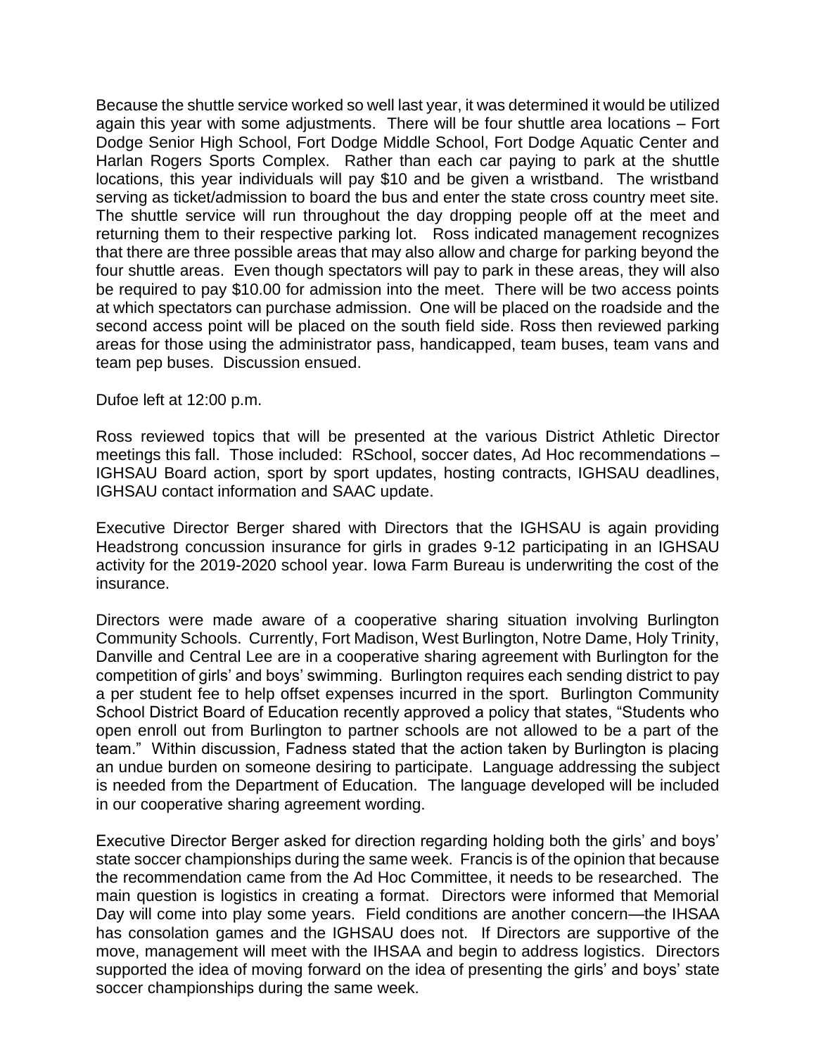Because the shuttle service worked so well last year, it was determined it would be utilized again this year with some adjustments. There will be four shuttle area locations – Fort Dodge Senior High School, Fort Dodge Middle School, Fort Dodge Aquatic Center and Harlan Rogers Sports Complex. Rather than each car paying to park at the shuttle locations, this year individuals will pay $10 and be given a wristband. The wristband serving as ticket/admission to board the bus and enter the state cross country meet site. The shuttle service will run throughout the day dropping people off at the meet and returning them to their respective parking lot. Ross indicated management recognizes that there are three possible areas that may also allow and charge for parking beyond the four shuttle areas. Even though spectators will pay to park in these areas, they will also be required to pay $10.00 for admission into the meet. There will be two access points at which spectators can purchase admission. One will be placed on the roadside and the second access point will be placed on the south field side. Ross then reviewed parking areas for those using the administrator pass, handicapped, team buses, team vans and team pep buses. Discussion ensued.

Dufoe left at 12:00 p.m.

Ross reviewed topics that will be presented at the various District Athletic Director meetings this fall. Those included: RSchool, soccer dates, Ad Hoc recommendations – IGHSAU Board action, sport by sport updates, hosting contracts, IGHSAU deadlines, IGHSAU contact information and SAAC update.

Executive Director Berger shared with Directors that the IGHSAU is again providing Headstrong concussion insurance for girls in grades 9-12 participating in an IGHSAU activity for the 2019-2020 school year. Iowa Farm Bureau is underwriting the cost of the insurance.

Directors were made aware of a cooperative sharing situation involving Burlington Community Schools. Currently, Fort Madison, West Burlington, Notre Dame, Holy Trinity, Danville and Central Lee are in a cooperative sharing agreement with Burlington for the competition of girls' and boys' swimming. Burlington requires each sending district to pay a per student fee to help offset expenses incurred in the sport. Burlington Community School District Board of Education recently approved a policy that states, "Students who open enroll out from Burlington to partner schools are not allowed to be a part of the team." Within discussion, Fadness stated that the action taken by Burlington is placing an undue burden on someone desiring to participate. Language addressing the subject is needed from the Department of Education. The language developed will be included in our cooperative sharing agreement wording.

Executive Director Berger asked for direction regarding holding both the girls' and boys' state soccer championships during the same week. Francis is of the opinion that because the recommendation came from the Ad Hoc Committee, it needs to be researched. The main question is logistics in creating a format. Directors were informed that Memorial Day will come into play some years. Field conditions are another concern—the IHSAA has consolation games and the IGHSAU does not. If Directors are supportive of the move, management will meet with the IHSAA and begin to address logistics. Directors supported the idea of moving forward on the idea of presenting the girls' and boys' state soccer championships during the same week.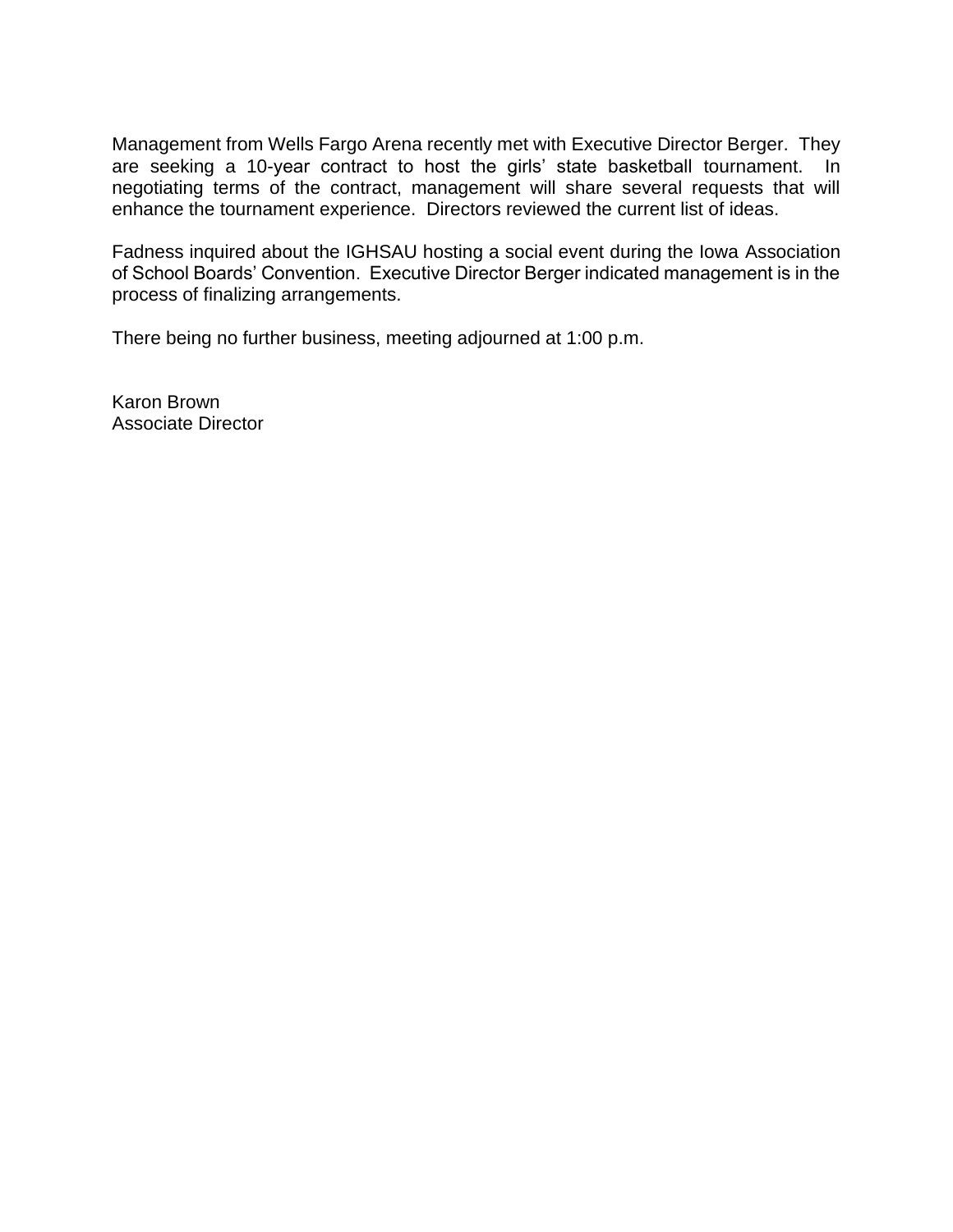Management from Wells Fargo Arena recently met with Executive Director Berger. They are seeking a 10-year contract to host the girls' state basketball tournament. In negotiating terms of the contract, management will share several requests that will enhance the tournament experience. Directors reviewed the current list of ideas.

Fadness inquired about the IGHSAU hosting a social event during the Iowa Association of School Boards' Convention. Executive Director Berger indicated management is in the process of finalizing arrangements.

There being no further business, meeting adjourned at 1:00 p.m.

Karon Brown
Associate Director